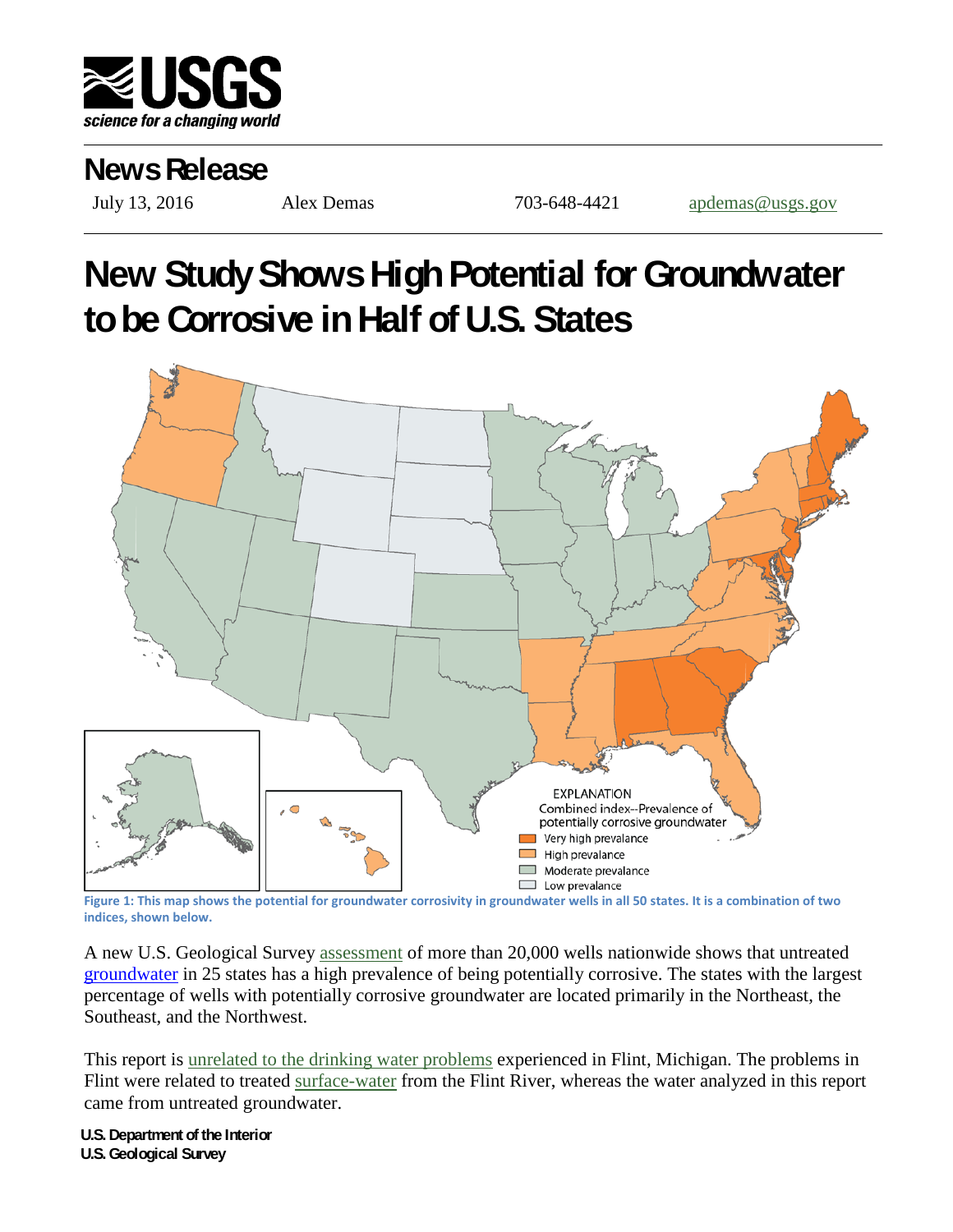# News Release

July 13, 2016 Alex Demas 703-648-4421 apdemas@usgs.gov

# New Study Shows High Potential for Groundwater to be Corrosive in Half of U.S. States

EXPLANATION
Combined index--Prevalence of potentially corrosive groundwater
- Very high prevalance
- High prevalance
- Moderate prevalance
- Low prevalance

**Figure 1: This map shows the potential for groundwater corrosivity in groundwater wells in all 50 states. It is a combination of two indices, shown below.**

A new U.S. Geological Survey assessment of more than 20,000 wells nationwide shows that untreated groundwater in 25 states has a high prevalence of being potentially corrosive. The states with the largest percentage of wells with potentially corrosive groundwater are located primarily in the Northeast, the Southeast, and the Northwest.

This report is unrelated to the drinking water problems experienced in Flint, Michigan. The problems in Flint were related to treated surface-water from the Flint River, whereas the water analyzed in this report came from untreated groundwater.

**U.S. Department of the Interior**
**U.S. Geological Survey**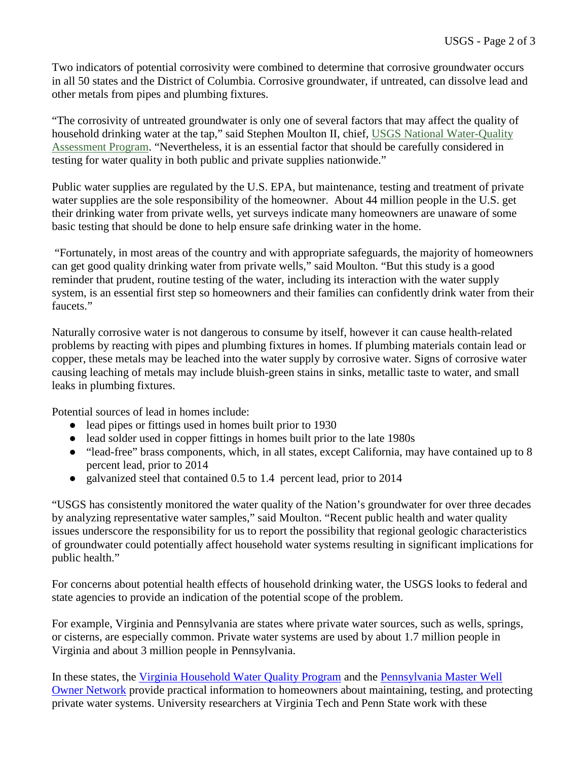Two indicators of potential corrosivity were combined to determine that corrosive groundwater occurs in all 50 states and the District of Columbia. Corrosive groundwater, if untreated, can dissolve lead and other metals from pipes and plumbing fixtures.

"The corrosivity of untreated groundwater is only one of several factors that may affect the quality of household drinking water at the tap," said Stephen Moulton II, chief, [USGS National Water-Quality Assessment Program](). "Nevertheless, it is an essential factor that should be carefully considered in testing for water quality in both public and private supplies nationwide."

Public water supplies are regulated by the U.S. EPA, but maintenance, testing and treatment of private water supplies are the sole responsibility of the homeowner. About 44 million people in the U.S. get their drinking water from private wells, yet surveys indicate many homeowners are unaware of some basic testing that should be done to help ensure safe drinking water in the home.

"Fortunately, in most areas of the country and with appropriate safeguards, the majority of homeowners can get good quality drinking water from private wells," said Moulton. "But this study is a good reminder that prudent, routine testing of the water, including its interaction with the water supply system, is an essential first step so homeowners and their families can confidently drink water from their faucets."

Naturally corrosive water is not dangerous to consume by itself, however it can cause health-related problems by reacting with pipes and plumbing fixtures in homes. If plumbing materials contain lead or copper, these metals may be leached into the water supply by corrosive water. Signs of corrosive water causing leaching of metals may include bluish-green stains in sinks, metallic taste to water, and small leaks in plumbing fixtures.

Potential sources of lead in homes include:

- lead pipes or fittings used in homes built prior to 1930
- lead solder used in copper fittings in homes built prior to the late 1980s
- "lead-free" brass components, which, in all states, except California, may have contained up to 8 percent lead, prior to 2014
- galvanized steel that contained 0.5 to 1.4 percent lead, prior to 2014

"USGS has consistently monitored the water quality of the Nation's groundwater for over three decades by analyzing representative water samples," said Moulton. "Recent public health and water quality issues underscore the responsibility for us to report the possibility that regional geologic characteristics of groundwater could potentially affect household water systems resulting in significant implications for public health."

For concerns about potential health effects of household drinking water, the USGS looks to federal and state agencies to provide an indication of the potential scope of the problem.

For example, Virginia and Pennsylvania are states where private water sources, such as wells, springs, or cisterns, are especially common. Private water systems are used by about 1.7 million people in Virginia and about 3 million people in Pennsylvania.

In these states, the [Virginia Household Water Quality Program]() and the [Pennsylvania Master Well Owner Network]() provide practical information to homeowners about maintaining, testing, and protecting private water systems. University researchers at Virginia Tech and Penn State work with these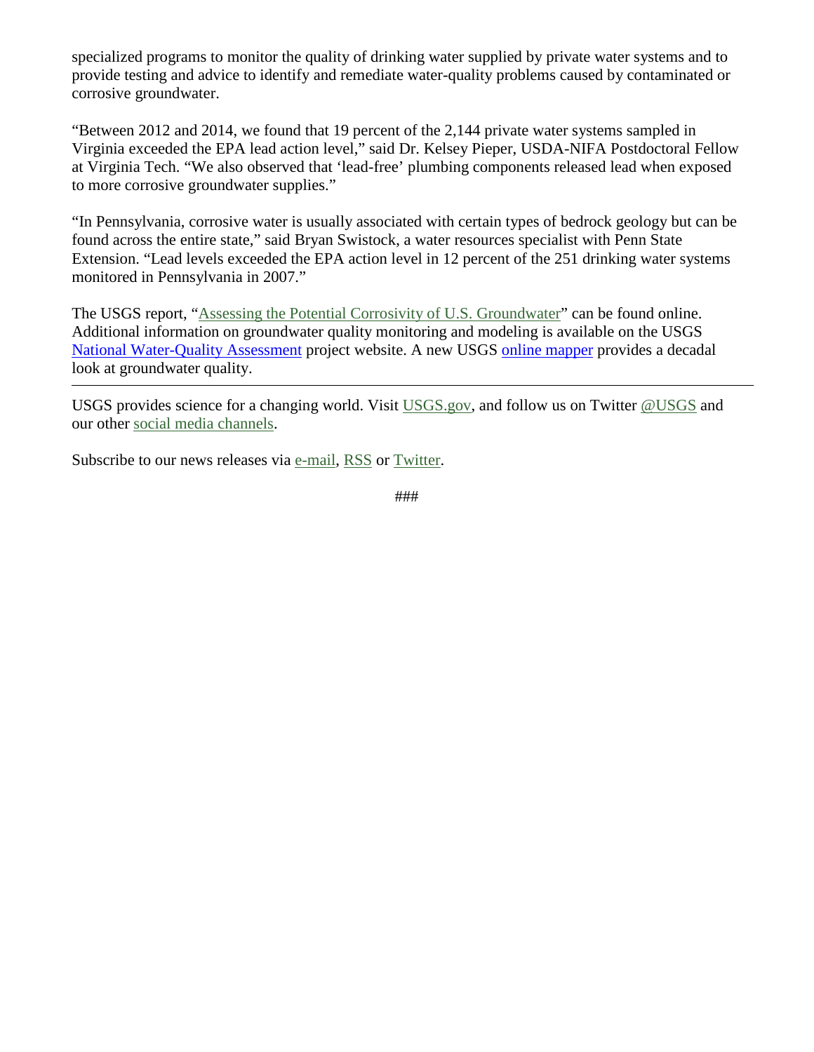specialized programs to monitor the quality of drinking water supplied by private water systems and to provide testing and advice to identify and remediate water-quality problems caused by contaminated or corrosive groundwater.

"Between 2012 and 2014, we found that 19 percent of the 2,144 private water systems sampled in Virginia exceeded the EPA lead action level," said Dr. Kelsey Pieper, USDA-NIFA Postdoctoral Fellow at Virginia Tech. "We also observed that 'lead-free' plumbing components released lead when exposed to more corrosive groundwater supplies."

"In Pennsylvania, corrosive water is usually associated with certain types of bedrock geology but can be found across the entire state," said Bryan Swistock, a water resources specialist with Penn State Extension. "Lead levels exceeded the EPA action level in 12 percent of the 251 drinking water systems monitored in Pennsylvania in 2007."

The USGS report, "Assessing the Potential Corrosivity of U.S. Groundwater" can be found online. Additional information on groundwater quality monitoring and modeling is available on the USGS National Water-Quality Assessment project website. A new USGS online mapper provides a decadal look at groundwater quality.

---

USGS provides science for a changing world. Visit USGS.gov, and follow us on Twitter @USGS and our other social media channels.

Subscribe to our news releases via e-mail, RSS or Twitter.

###